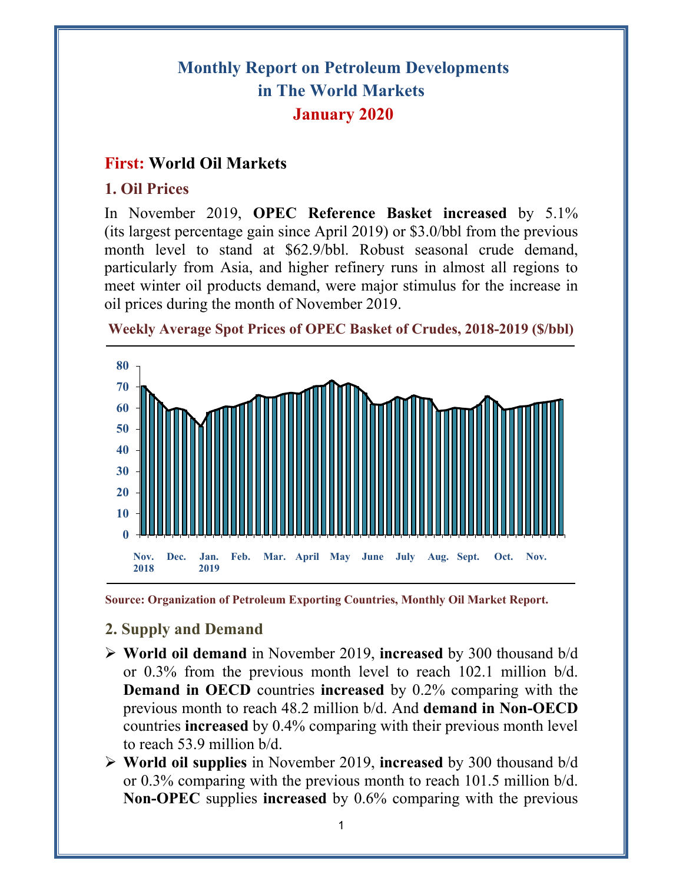# Monthly Report on Petroleum Developments in The World Markets

## January 2020

## First: World Oil Markets

### 1. Oil Prices

In November 2019, **OPEC Reference Basket increased** by 5.1% (its largest percentage gain since April 2019) or $3.0/bbl from the previous month level to stand at $62.9/bbl. Robust seasonal crude demand, particularly from Asia, and higher refinery runs in almost all regions to meet winter oil products demand, were major stimulus for the increase in oil prices during the month of November 2019.

**Weekly Average Spot Prices of OPEC Basket of Crudes, 2018-2019 ($/bbl)**

80
70
60
50
40
30
20
10
0

Nov. 2018, Dec., Jan. 2019, Feb., Mar., April, May, June, July, Aug., Sept., Oct., Nov.

**Source: Organization of Petroleum Exporting Countries, Monthly Oil Market Report.**

### 2. Supply and Demand

- **World oil demand** in November 2019, **increased** by 300 thousand b/d or 0.3% from the previous month level to reach 102.1 million b/d. **Demand in OECD** countries **increased** by 0.2% comparing with the previous month to reach 48.2 million b/d. And **demand in Non-OECD** countries **increased** by 0.4% comparing with their previous month level to reach 53.9 million b/d.
- **World oil supplies** in November 2019, **increased** by 300 thousand b/d or 0.3% comparing with the previous month to reach 101.5 million b/d. **Non-OPEC** supplies **increased** by 0.6% comparing with the previous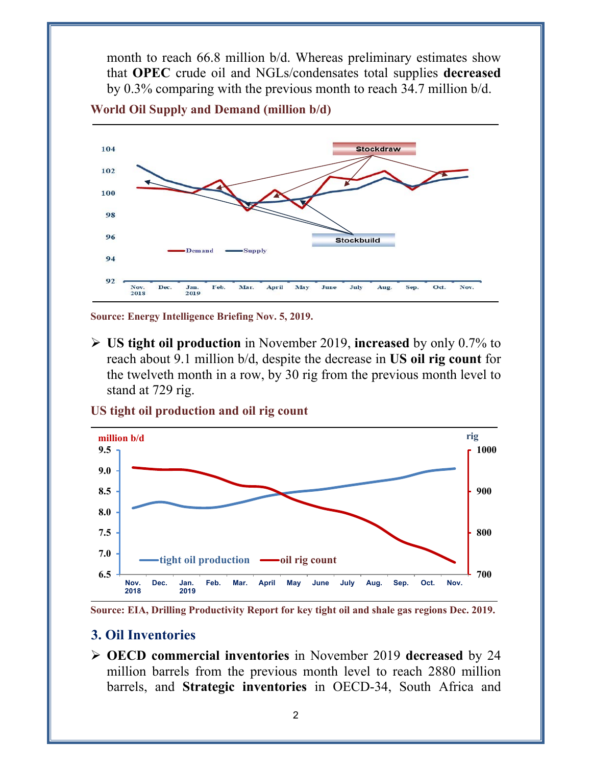month to reach 66.8 million b/d. Whereas preliminary estimates show that **OPEC** crude oil and NGLs/condensates total supplies **decreased** by 0.3% comparing with the previous month to reach 34.7 million b/d.

**World Oil Supply and Demand (million b/d)**

Stockdraw

Stockbuild

104
102
100
98
96
94
92

Demand
Supply

Nov. 2018
Dec.
Jan. 2019
Feb.
Mar.
April
May
June
July
Aug.
Sep.
Oct.
Nov.

**Source: Energy Intelligence Briefing Nov. 5, 2019.**

- **US tight oil production** in November 2019, **increased** by only 0.7% to reach about 9.1 million b/d, despite the decrease in **US oil rig count** for the twelveth month in a row, by 30 rig from the previous month level to stand at 729 rig.

**US tight oil production and oil rig count**

million b/d
9.5
9.0
8.5
8.0
7.5
7.0
6.5

rig
1000
900
800
700

tight oil production
oil rig count

Nov. 2018
Dec.
Jan. 2019
Feb.
Mar.
April
May
June
July
Aug.
Sep.
Oct.
Nov.

**Source: EIA, Drilling Productivity Report for key tight oil and shale gas regions Dec. 2019.**

## 3. Oil Inventories

- **OECD commercial inventories** in November 2019 **decreased** by 24 million barrels from the previous month level to reach 2880 million barrels, and **Strategic inventories** in OECD-34, South Africa and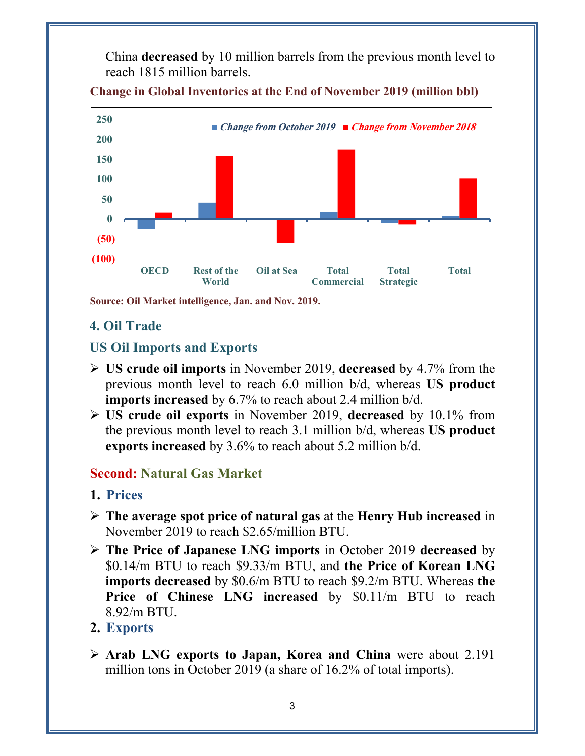China **decreased** by 10 million barrels from the previous month level to reach 1815 million barrels.

**Change in Global Inventories at the End of November 2019 (million bbl)**

Change from October 2019
Change from November 2018

250
200
150
100
50
0
(50)
(100)

OECD
Rest of the World
Oil at Sea
Total Commercial
Total Strategic
Total

**Source: Oil Market intelligence, Jan. and Nov. 2019.**

## 4. Oil Trade

### US Oil Imports and Exports

- **US crude oil imports** in November 2019, **decreased** by 4.7% from the previous month level to reach 6.0 million b/d, whereas **US product imports increased** by 6.7% to reach about 2.4 million b/d.
- **US crude oil exports** in November 2019, **decreased** by 10.1% from the previous month level to reach 3.1 million b/d, whereas **US product exports increased** by 3.6% to reach about 5.2 million b/d.

## Second: Natural Gas Market

### 1. Prices

- **The average spot price of natural gas** at the **Henry Hub increased** in November 2019 to reach $2.65/million BTU.
- **The Price of Japanese LNG imports** in October 2019 **decreased** by $0.14/m BTU to reach $9.33/m BTU, and **the Price of Korean LNG imports decreased** by $0.6/m BTU to reach $9.2/m BTU. Whereas **the Price of Chinese LNG increased** by $0.11/m BTU to reach 8.92/m BTU.

### 2. Exports

- **Arab LNG exports to Japan, Korea and China** were about 2.191 million tons in October 2019 (a share of 16.2% of total imports).